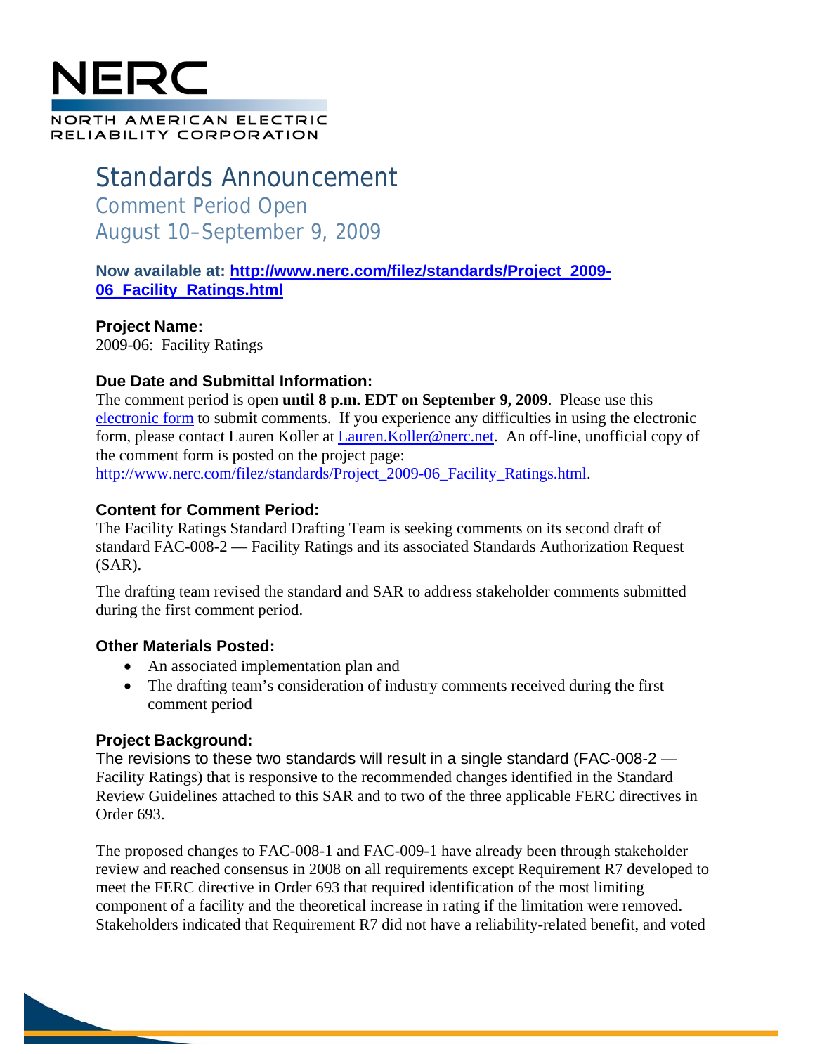# NERC

NORTH AMERICAN ELECTRIC RELIABILITY CORPORATION

# Standards Announcement

## Comment Period Open
## August 10–September 9, 2009

**Now available at: [http://www.nerc.com/filez/standards/Project_2009-06_Facility_Ratings.html](http://www.nerc.com/filez/standards/Project_2009-06_Facility_Ratings.html)**

### Project Name:

2009-06: Facility Ratings

### Due Date and Submittal Information:

The comment period is open **until 8 p.m. EDT on September 9, 2009**. Please use this [electronic form](electronic form) to submit comments. If you experience any difficulties in using the electronic form, please contact Lauren Koller at [Lauren.Koller@nerc.net](mailto:Lauren.Koller@nerc.net). An off-line, unofficial copy of the comment form is posted on the project page: [http://www.nerc.com/filez/standards/Project_2009-06_Facility_Ratings.html](http://www.nerc.com/filez/standards/Project_2009-06_Facility_Ratings.html).

### Content for Comment Period:

The Facility Ratings Standard Drafting Team is seeking comments on its second draft of standard FAC-008-2 — Facility Ratings and its associated Standards Authorization Request (SAR).

The drafting team revised the standard and SAR to address stakeholder comments submitted during the first comment period.

### Other Materials Posted:

- An associated implementation plan and
- The drafting team's consideration of industry comments received during the first comment period

### Project Background:

The revisions to these two standards will result in a single standard (FAC-008-2 — Facility Ratings) that is responsive to the recommended changes identified in the Standard Review Guidelines attached to this SAR and to two of the three applicable FERC directives in Order 693.

The proposed changes to FAC-008-1 and FAC-009-1 have already been through stakeholder review and reached consensus in 2008 on all requirements except Requirement R7 developed to meet the FERC directive in Order 693 that required identification of the most limiting component of a facility and the theoretical increase in rating if the limitation were removed. Stakeholders indicated that Requirement R7 did not have a reliability-related benefit, and voted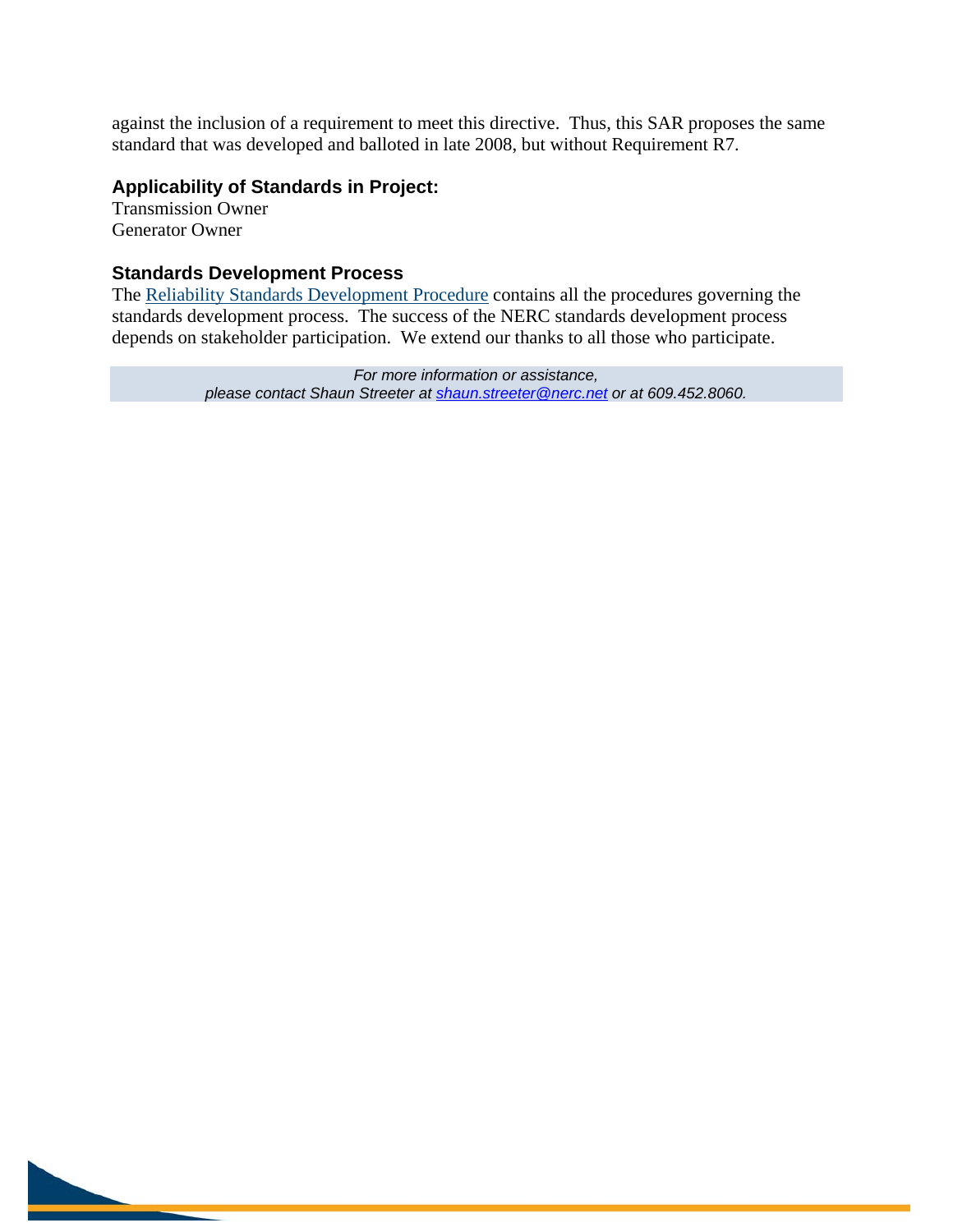against the inclusion of a requirement to meet this directive. Thus, this SAR proposes the same standard that was developed and balloted in late 2008, but without Requirement R7.

### Applicability of Standards in Project:

Transmission Owner
Generator Owner

### Standards Development Process

The Reliability Standards Development Procedure contains all the procedures governing the standards development process. The success of the NERC standards development process depends on stakeholder participation. We extend our thanks to all those who participate.

*For more information or assistance,*
*please contact Shaun Streeter at shaun.streeter@nerc.net or at 609.452.8060.*